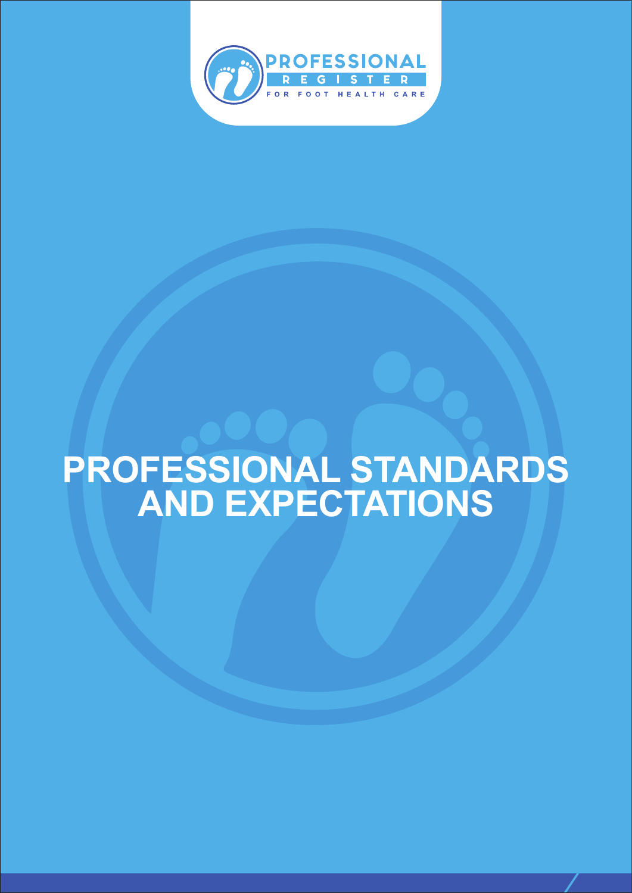PROFESSIONAL REGISTER FOR FOOT HEALTH CARE

# PROFESSIONAL STANDARDS AND EXPECTATIONS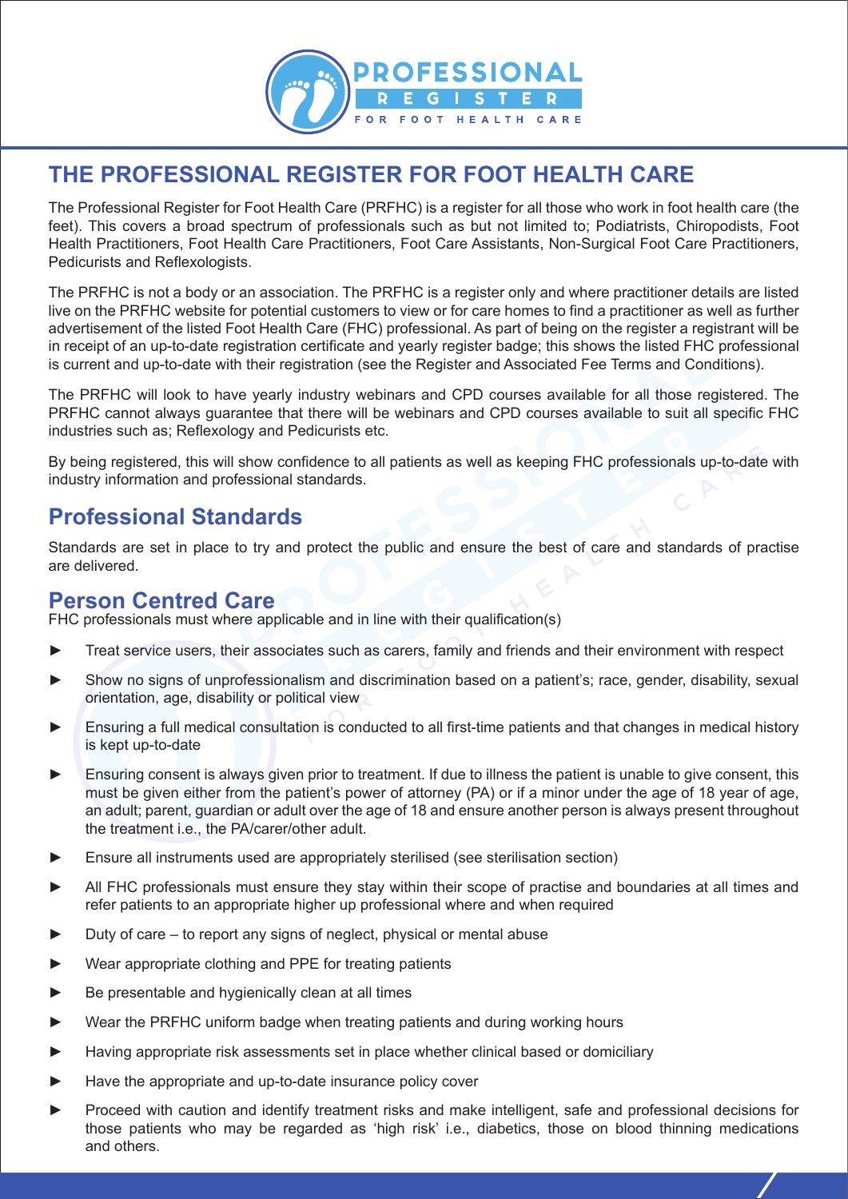# THE PROFESSIONAL REGISTER FOR FOOT HEALTH CARE

The Professional Register for Foot Health Care (PRFHC) is a register for all those who work in foot health care (the feet). This covers a broad spectrum of professionals such as but not limited to; Podiatrists, Chiropodists, Foot Health Practitioners, Foot Health Care Practitioners, Foot Care Assistants, Non-Surgical Foot Care Practitioners, Pedicurists and Reflexologists.

The PRFHC is not a body or an association. The PRFHC is a register only and where practitioner details are listed live on the PRFHC website for potential customers to view or for care homes to find a practitioner as well as further advertisement of the listed Foot Health Care (FHC) professional. As part of being on the register a registrant will be in receipt of an up-to-date registration certificate and yearly register badge; this shows the listed FHC professional is current and up-to-date with their registration (see the Register and Associated Fee Terms and Conditions).

The PRFHC will look to have yearly industry webinars and CPD courses available for all those registered. The PRFHC cannot always guarantee that there will be webinars and CPD courses available to suit all specific FHC industries such as; Reflexology and Pedicurists etc.

By being registered, this will show confidence to all patients as well as keeping FHC professionals up-to-date with industry information and professional standards.

## Professional Standards

Standards are set in place to try and protect the public and ensure the best of care and standards of practise are delivered.

## Person Centred Care

FHC professionals must where applicable and in line with their qualification(s)

- Treat service users, their associates such as carers, family and friends and their environment with respect
- Show no signs of unprofessionalism and discrimination based on a patient's; race, gender, disability, sexual orientation, age, disability or political view
- Ensuring a full medical consultation is conducted to all first-time patients and that changes in medical history is kept up-to-date
- Ensuring consent is always given prior to treatment. If due to illness the patient is unable to give consent, this must be given either from the patient's power of attorney (PA) or if a minor under the age of 18 year of age, an adult; parent, guardian or adult over the age of 18 and ensure another person is always present throughout the treatment i.e., the PA/carer/other adult.
- Ensure all instruments used are appropriately sterilised (see sterilisation section)
- All FHC professionals must ensure they stay within their scope of practise and boundaries at all times and refer patients to an appropriate higher up professional where and when required
- Duty of care – to report any signs of neglect, physical or mental abuse
- Wear appropriate clothing and PPE for treating patients
- Be presentable and hygienically clean at all times
- Wear the PRFHC uniform badge when treating patients and during working hours
- Having appropriate risk assessments set in place whether clinical based or domiciliary
- Have the appropriate and up-to-date insurance policy cover
- Proceed with caution and identify treatment risks and make intelligent, safe and professional decisions for those patients who may be regarded as 'high risk' i.e., diabetics, those on blood thinning medications and others.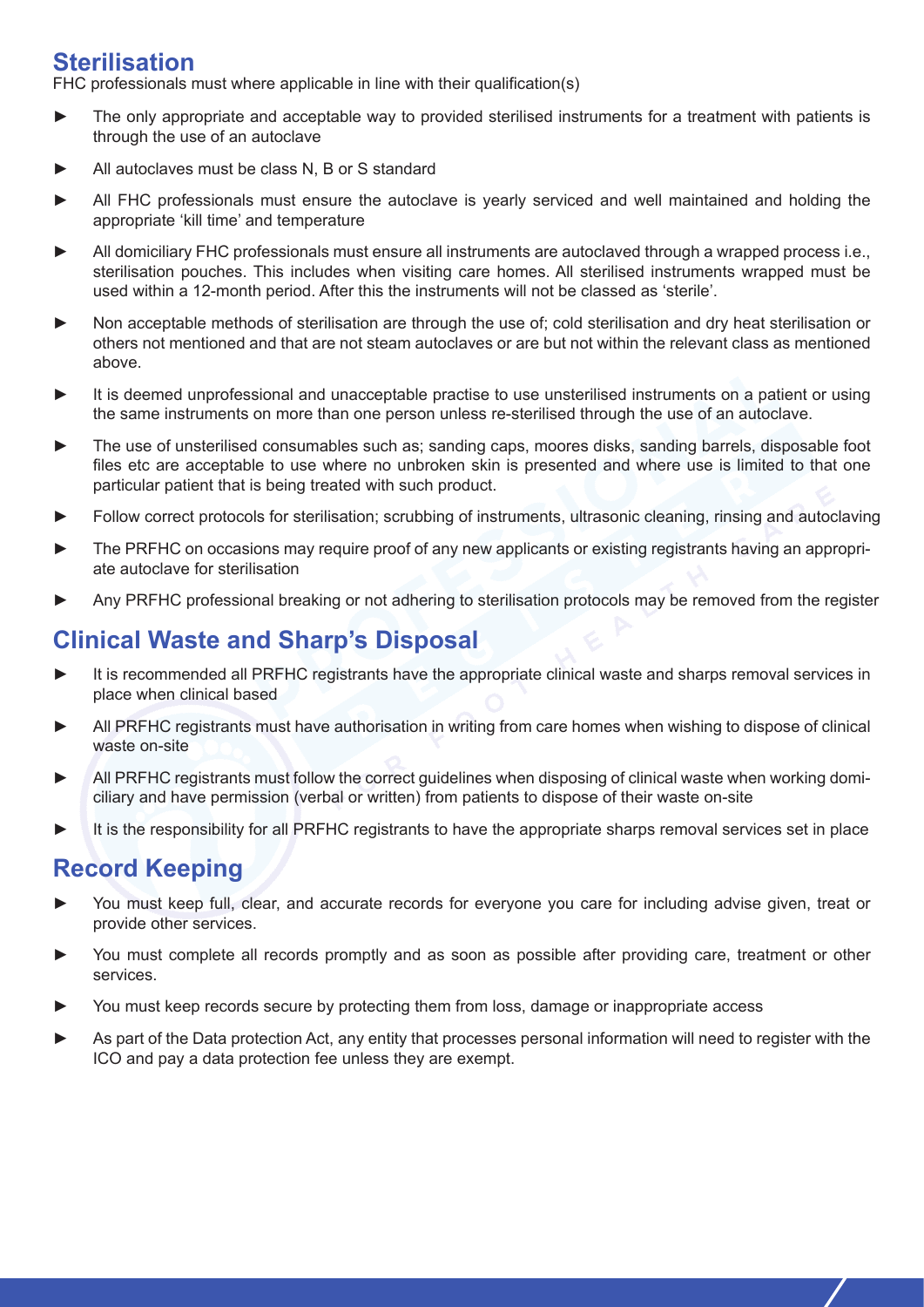## Sterilisation

FHC professionals must where applicable in line with their qualification(s)

- The only appropriate and acceptable way to provided sterilised instruments for a treatment with patients is through the use of an autoclave
- All autoclaves must be class N, B or S standard
- All FHC professionals must ensure the autoclave is yearly serviced and well maintained and holding the appropriate 'kill time' and temperature
- All domiciliary FHC professionals must ensure all instruments are autoclaved through a wrapped process i.e., sterilisation pouches. This includes when visiting care homes. All sterilised instruments wrapped must be used within a 12-month period. After this the instruments will not be classed as 'sterile'.
- Non acceptable methods of sterilisation are through the use of; cold sterilisation and dry heat sterilisation or others not mentioned and that are not steam autoclaves or are but not within the relevant class as mentioned above.
- It is deemed unprofessional and unacceptable practise to use unsterilised instruments on a patient or using the same instruments on more than one person unless re-sterilised through the use of an autoclave.
- The use of unsterilised consumables such as; sanding caps, moores disks, sanding barrels, disposable foot files etc are acceptable to use where no unbroken skin is presented and where use is limited to that one particular patient that is being treated with such product.
- Follow correct protocols for sterilisation; scrubbing of instruments, ultrasonic cleaning, rinsing and autoclaving
- The PRFHC on occasions may require proof of any new applicants or existing registrants having an appropriate autoclave for sterilisation
- Any PRFHC professional breaking or not adhering to sterilisation protocols may be removed from the register

## Clinical Waste and Sharp's Disposal

- It is recommended all PRFHC registrants have the appropriate clinical waste and sharps removal services in place when clinical based
- All PRFHC registrants must have authorisation in writing from care homes when wishing to dispose of clinical waste on-site
- All PRFHC registrants must follow the correct guidelines when disposing of clinical waste when working domiciliary and have permission (verbal or written) from patients to dispose of their waste on-site
- It is the responsibility for all PRFHC registrants to have the appropriate sharps removal services set in place

## Record Keeping

- You must keep full, clear, and accurate records for everyone you care for including advise given, treat or provide other services.
- You must complete all records promptly and as soon as possible after providing care, treatment or other services.
- You must keep records secure by protecting them from loss, damage or inappropriate access
- As part of the Data protection Act, any entity that processes personal information will need to register with the ICO and pay a data protection fee unless they are exempt.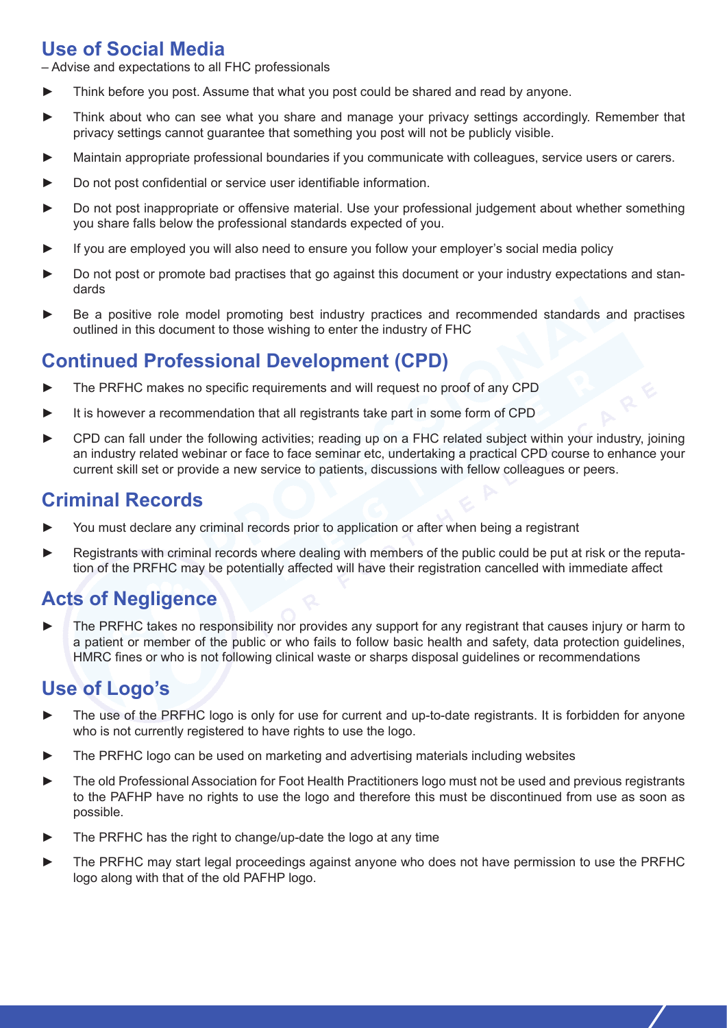## Use of Social Media

– Advise and expectations to all FHC professionals

- Think before you post. Assume that what you post could be shared and read by anyone.
- Think about who can see what you share and manage your privacy settings accordingly. Remember that privacy settings cannot guarantee that something you post will not be publicly visible.
- Maintain appropriate professional boundaries if you communicate with colleagues, service users or carers.
- Do not post confidential or service user identifiable information.
- Do not post inappropriate or offensive material. Use your professional judgement about whether something you share falls below the professional standards expected of you.
- If you are employed you will also need to ensure you follow your employer's social media policy
- Do not post or promote bad practises that go against this document or your industry expectations and standards
- Be a positive role model promoting best industry practices and recommended standards and practises outlined in this document to those wishing to enter the industry of FHC

## Continued Professional Development (CPD)

- The PRFHC makes no specific requirements and will request no proof of any CPD
- It is however a recommendation that all registrants take part in some form of CPD
- CPD can fall under the following activities; reading up on a FHC related subject within your industry, joining an industry related webinar or face to face seminar etc, undertaking a practical CPD course to enhance your current skill set or provide a new service to patients, discussions with fellow colleagues or peers.

## Criminal Records

- You must declare any criminal records prior to application or after when being a registrant
- Registrants with criminal records where dealing with members of the public could be put at risk or the reputation of the PRFHC may be potentially affected will have their registration cancelled with immediate affect

## Acts of Negligence

- The PRFHC takes no responsibility nor provides any support for any registrant that causes injury or harm to a patient or member of the public or who fails to follow basic health and safety, data protection guidelines, HMRC fines or who is not following clinical waste or sharps disposal guidelines or recommendations

## Use of Logo's

- The use of the PRFHC logo is only for use for current and up-to-date registrants. It is forbidden for anyone who is not currently registered to have rights to use the logo.
- The PRFHC logo can be used on marketing and advertising materials including websites
- The old Professional Association for Foot Health Practitioners logo must not be used and previous registrants to the PAFHP have no rights to use the logo and therefore this must be discontinued from use as soon as possible.
- The PRFHC has the right to change/up-date the logo at any time
- The PRFHC may start legal proceedings against anyone who does not have permission to use the PRFHC logo along with that of the old PAFHP logo.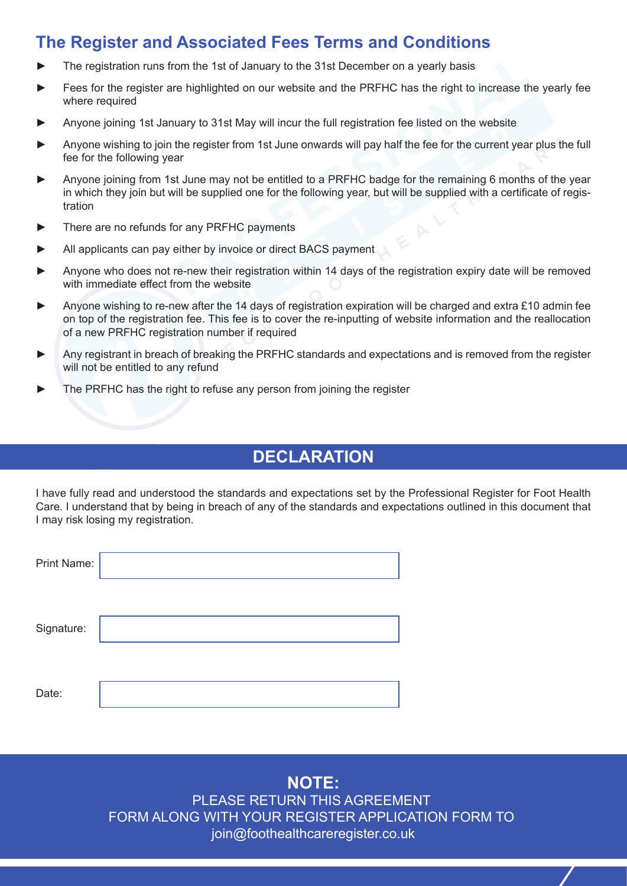## The Register and Associated Fees Terms and Conditions

- The registration runs from the 1st of January to the 31st December on a yearly basis
- Fees for the register are highlighted on our website and the PRFHC has the right to increase the yearly fee where required
- Anyone joining 1st January to 31st May will incur the full registration fee listed on the website
- Anyone wishing to join the register from 1st June onwards will pay half the fee for the current year plus the full fee for the following year
- Anyone joining from 1st June may not be entitled to a PRFHC badge for the remaining 6 months of the year in which they join but will be supplied one for the following year, but will be supplied with a certificate of registration
- There are no refunds for any PRFHC payments
- All applicants can pay either by invoice or direct BACS payment
- Anyone who does not re-new their registration within 14 days of the registration expiry date will be removed with immediate effect from the website
- Anyone wishing to re-new after the 14 days of registration expiration will be charged and extra £10 admin fee on top of the registration fee. This fee is to cover the re-inputting of website information and the reallocation of a new PRFHC registration number if required
- Any registrant in breach of breaking the PRFHC standards and expectations and is removed from the register will not be entitled to any refund
- The PRFHC has the right to refuse any person from joining the register

## DECLARATION

I have fully read and understood the standards and expectations set by the Professional Register for Foot Health Care. I understand that by being in breach of any of the standards and expectations outlined in this document that I may risk losing my registration.

Print Name:

Signature:

Date:

**NOTE:**
PLEASE RETURN THIS AGREEMENT FORM ALONG WITH YOUR REGISTER APPLICATION FORM TO join@foothealthcareregister.co.uk